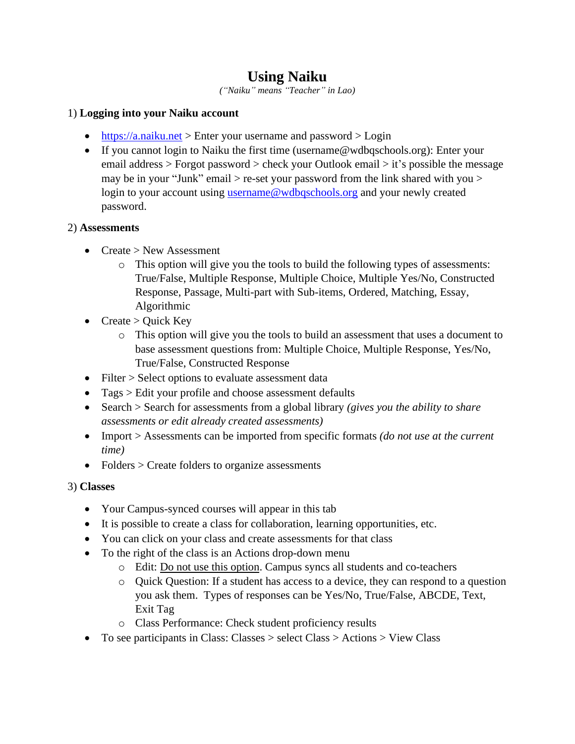# Using Naiku

*("Naiku" means "Teacher" in Lao)*

1) **Logging into your Naiku account**

- [https://a.naiku.net](https://a.naiku.net) > Enter your username and password > Login
- If you cannot login to Naiku the first time (username@wdbqschools.org): Enter your email address > Forgot password > check your Outlook email > it's possible the message may be in your "Junk" email > re-set your password from the link shared with you > login to your account using [username@wdbqschools.org](mailto:username@wdbqschools.org) and your newly created password.

2) **Assessments**

- Create > New Assessment
  - This option will give you the tools to build the following types of assessments: True/False, Multiple Response, Multiple Choice, Multiple Yes/No, Constructed Response, Passage, Multi-part with Sub-items, Ordered, Matching, Essay, Algorithmic
- Create > Quick Key
  - This option will give you the tools to build an assessment that uses a document to base assessment questions from: Multiple Choice, Multiple Response, Yes/No, True/False, Constructed Response
- Filter > Select options to evaluate assessment data
- Tags > Edit your profile and choose assessment defaults
- Search > Search for assessments from a global library *(gives you the ability to share assessments or edit already created assessments)*
- Import > Assessments can be imported from specific formats *(do not use at the current time)*
- Folders > Create folders to organize assessments

3) **Classes**

- Your Campus-synced courses will appear in this tab
- It is possible to create a class for collaboration, learning opportunities, etc.
- You can click on your class and create assessments for that class
- To the right of the class is an Actions drop-down menu
  - Edit: <u>Do not use this option</u>. Campus syncs all students and co-teachers
  - Quick Question: If a student has access to a device, they can respond to a question you ask them. Types of responses can be Yes/No, True/False, ABCDE, Text, Exit Tag
  - Class Performance: Check student proficiency results
- To see participants in Class: Classes > select Class > Actions > View Class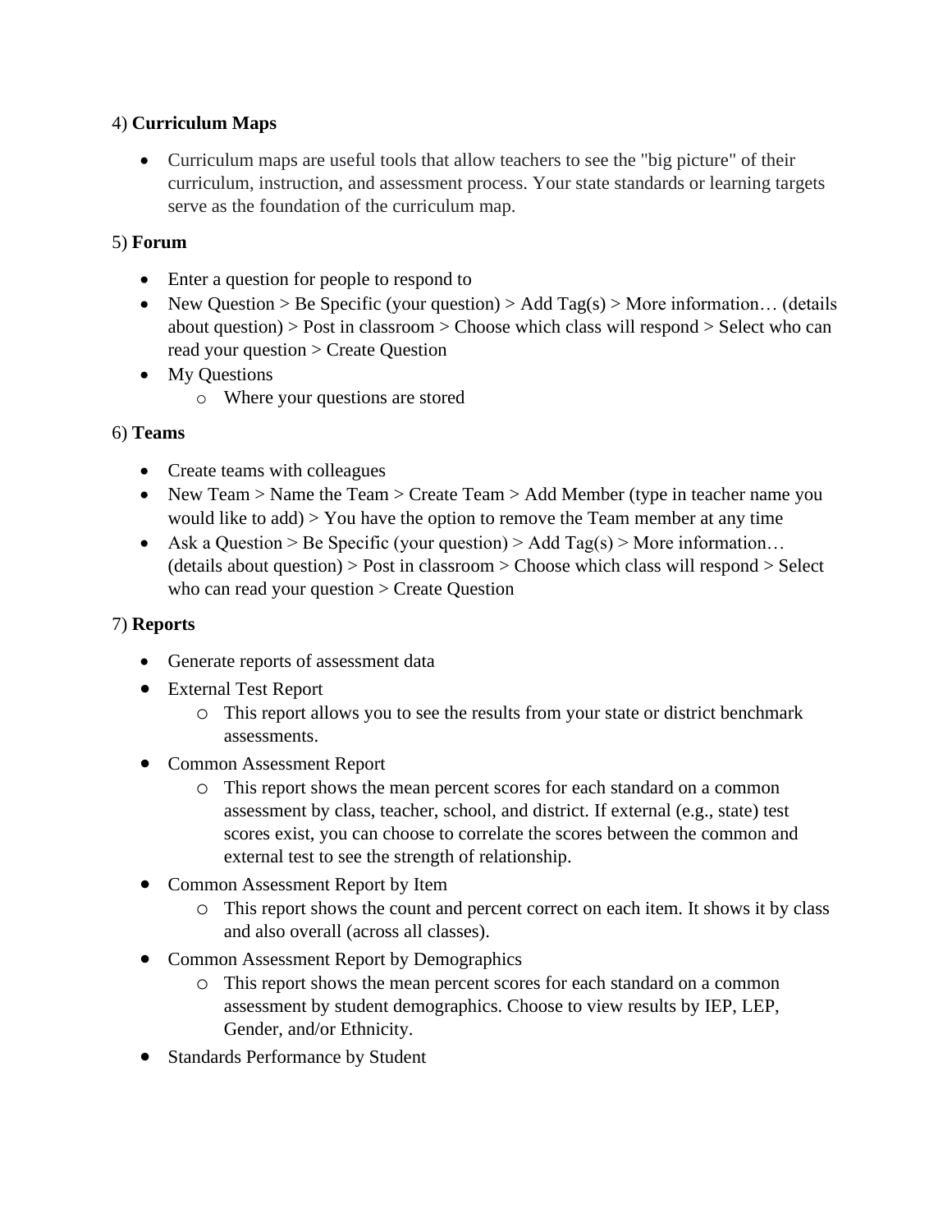4) **Curriculum Maps**

- Curriculum maps are useful tools that allow teachers to see the "big picture" of their curriculum, instruction, and assessment process. Your state standards or learning targets serve as the foundation of the curriculum map.

5) **Forum**

- Enter a question for people to respond to
- New Question > Be Specific (your question) > Add Tag(s) > More information… (details about question) > Post in classroom > Choose which class will respond > Select who can read your question > Create Question
- My Questions
  - Where your questions are stored

6) **Teams**

- Create teams with colleagues
- New Team > Name the Team > Create Team > Add Member (type in teacher name you would like to add) > You have the option to remove the Team member at any time
- Ask a Question > Be Specific (your question) > Add Tag(s) > More information… (details about question) > Post in classroom > Choose which class will respond > Select who can read your question > Create Question

7) **Reports**

- Generate reports of assessment data
- External Test Report
  - This report allows you to see the results from your state or district benchmark assessments.
- Common Assessment Report
  - This report shows the mean percent scores for each standard on a common assessment by class, teacher, school, and district. If external (e.g., state) test scores exist, you can choose to correlate the scores between the common and external test to see the strength of relationship.
- Common Assessment Report by Item
  - This report shows the count and percent correct on each item. It shows it by class and also overall (across all classes).
- Common Assessment Report by Demographics
  - This report shows the mean percent scores for each standard on a common assessment by student demographics. Choose to view results by IEP, LEP, Gender, and/or Ethnicity.
- Standards Performance by Student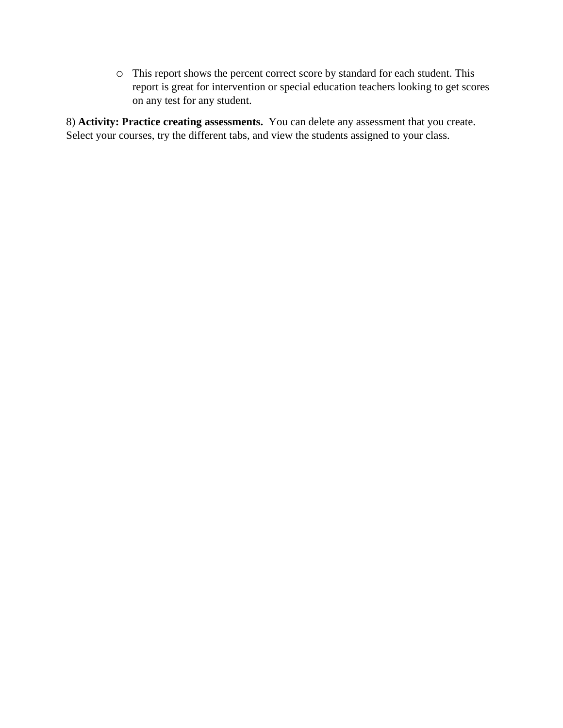- This report shows the percent correct score by standard for each student. This report is great for intervention or special education teachers looking to get scores on any test for any student.

8) **Activity: Practice creating assessments.** You can delete any assessment that you create. Select your courses, try the different tabs, and view the students assigned to your class.